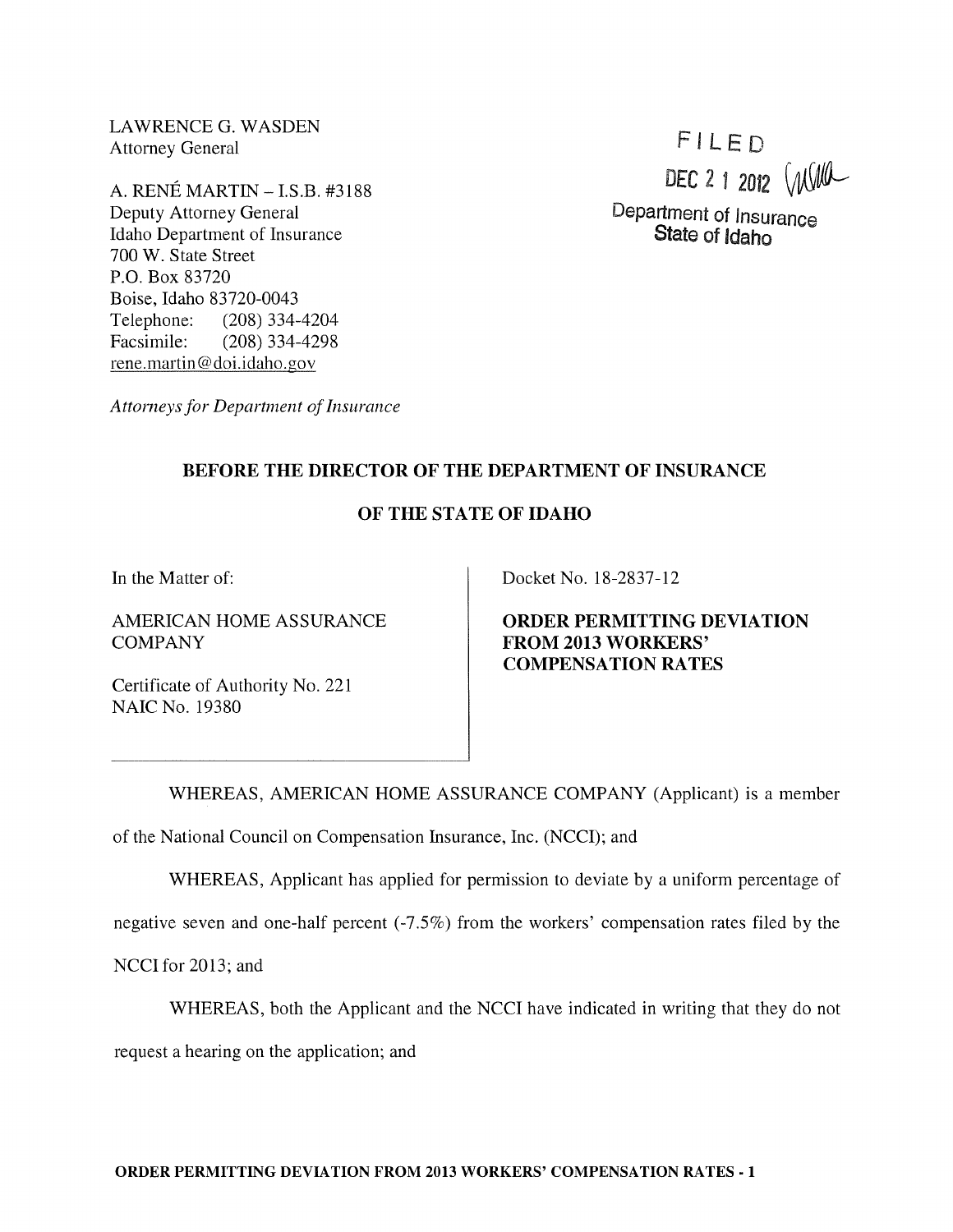LAWRENCE G. WASDEN
Attorney General

A. RENÉ MARTIN – I.S.B. #3188
Deputy Attorney General
Idaho Department of Insurance
700 W. State Street
P.O. Box 83720
Boise, Idaho 83720-0043
Telephone: (208) 334-4204
Facsimile: (208) 334-4298
rene.martin@doi.idaho.gov

*Attorneys for Department of Insurance*

FILED
DEC 2 1 2012
Department of Insurance
State of Idaho

**BEFORE THE DIRECTOR OF THE DEPARTMENT OF INSURANCE**

**OF THE STATE OF IDAHO**

In the Matter of:

AMERICAN HOME ASSURANCE COMPANY

Certificate of Authority No. 221
NAIC No. 19380

Docket No. 18-2837-12

**ORDER PERMITTING DEVIATION FROM 2013 WORKERS' COMPENSATION RATES**

WHEREAS, AMERICAN HOME ASSURANCE COMPANY (Applicant) is a member of the National Council on Compensation Insurance, Inc. (NCCI); and

WHEREAS, Applicant has applied for permission to deviate by a uniform percentage of negative seven and one-half percent (-7.5%) from the workers' compensation rates filed by the NCCI for 2013; and

WHEREAS, both the Applicant and the NCCI have indicated in writing that they do not request a hearing on the application; and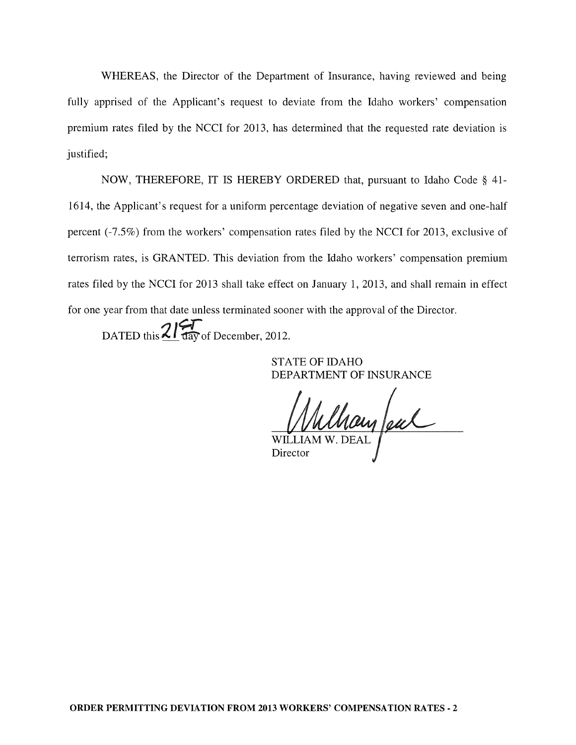WHEREAS, the Director of the Department of Insurance, having reviewed and being fully apprised of the Applicant's request to deviate from the Idaho workers' compensation premium rates filed by the NCCI for 2013, has determined that the requested rate deviation is justified;

NOW, THEREFORE, IT IS HEREBY ORDERED that, pursuant to Idaho Code § 41-1614, the Applicant's request for a uniform percentage deviation of negative seven and one-half percent (-7.5%) from the workers' compensation rates filed by the NCCI for 2013, exclusive of terrorism rates, is GRANTED. This deviation from the Idaho workers' compensation premium rates filed by the NCCI for 2013 shall take effect on January 1, 2013, and shall remain in effect for one year from that date unless terminated sooner with the approval of the Director.

DATED this 21st day of December, 2012.

STATE OF IDAHO
DEPARTMENT OF INSURANCE

WILLIAM W. DEAL
Director

**ORDER PERMITTING DEVIATION FROM 2013 WORKERS' COMPENSATION RATES - 2**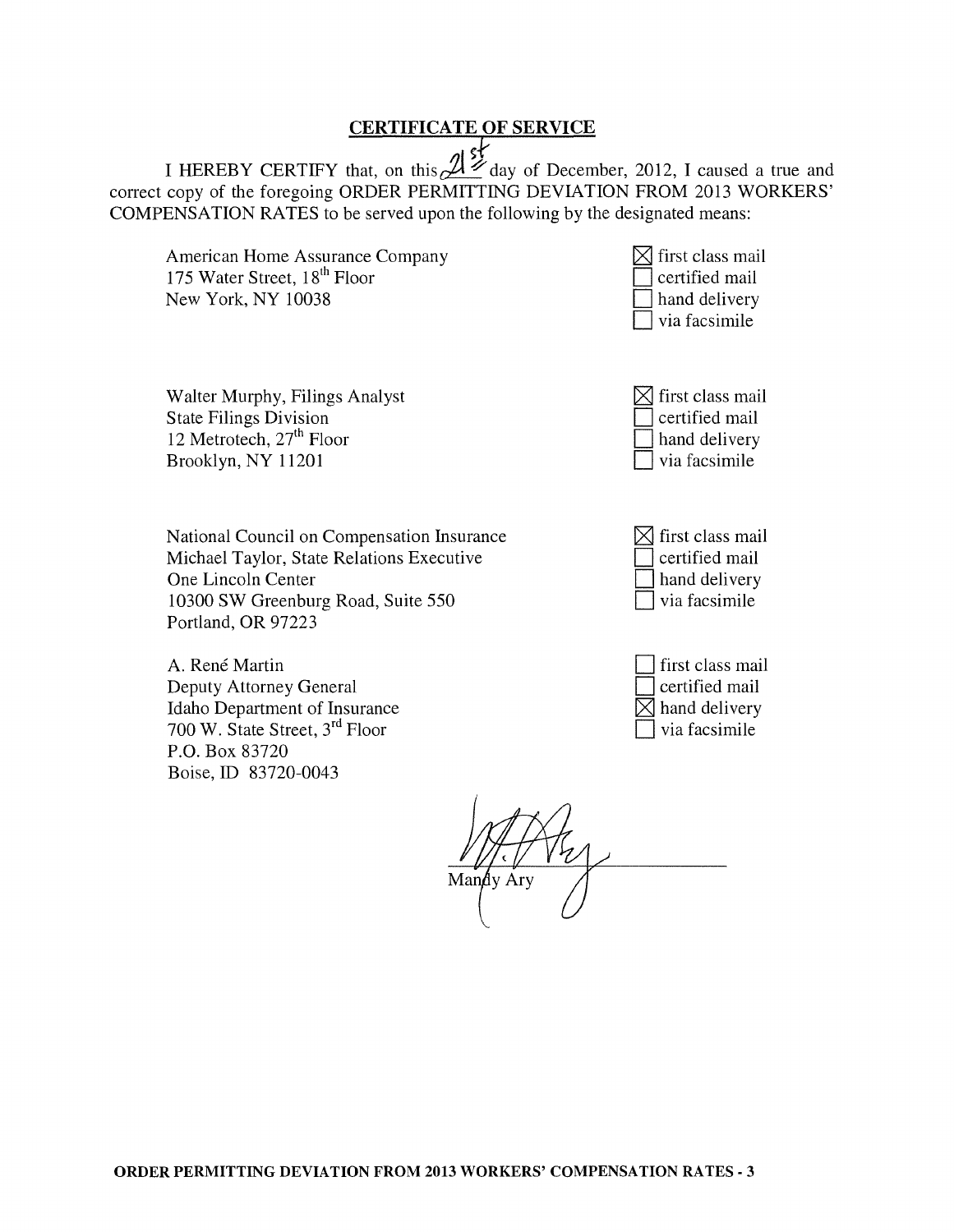## CERTIFICATE OF SERVICE

I HEREBY CERTIFY that, on this 21st day of December, 2012, I caused a true and correct copy of the foregoing ORDER PERMITTING DEVIATION FROM 2013 WORKERS' COMPENSATION RATES to be served upon the following by the designated means:

American Home Assurance Company
175 Water Street, 18th Floor
New York, NY 10038

- [x] first class mail
- [ ] certified mail
- [ ] hand delivery
- [ ] via facsimile

Walter Murphy, Filings Analyst
State Filings Division
12 Metrotech, 27th Floor
Brooklyn, NY 11201

- [x] first class mail
- [ ] certified mail
- [ ] hand delivery
- [ ] via facsimile

National Council on Compensation Insurance
Michael Taylor, State Relations Executive
One Lincoln Center
10300 SW Greenburg Road, Suite 550
Portland, OR 97223

- [x] first class mail
- [ ] certified mail
- [ ] hand delivery
- [ ] via facsimile

A. René Martin
Deputy Attorney General
Idaho Department of Insurance
700 W. State Street, 3rd Floor
P.O. Box 83720
Boise, ID 83720-0043

- [ ] first class mail
- [ ] certified mail
- [x] hand delivery
- [ ] via facsimile

Mandy Ary